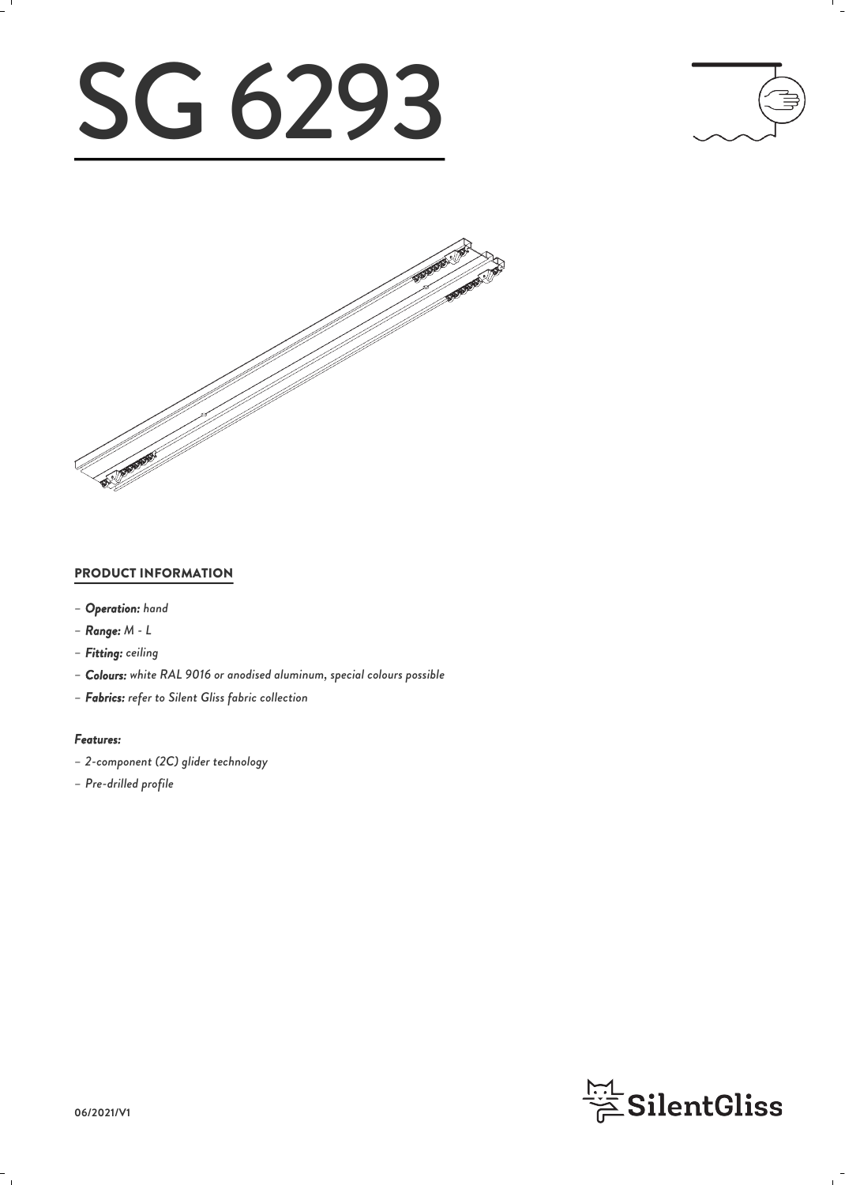# SG 6293

## PRODUCT INFORMATION

- *Operation: hand*
- *Range: M - L*
- *Fitting: ceiling*
- *Colours: white RAL 9016 or anodised aluminum, special colours possible*
- *Fabrics: refer to Silent Gliss fabric collection*

### *Features:*

- *2-component (2C) glider technology*
- *Pre-drilled profile*

06/2021/V1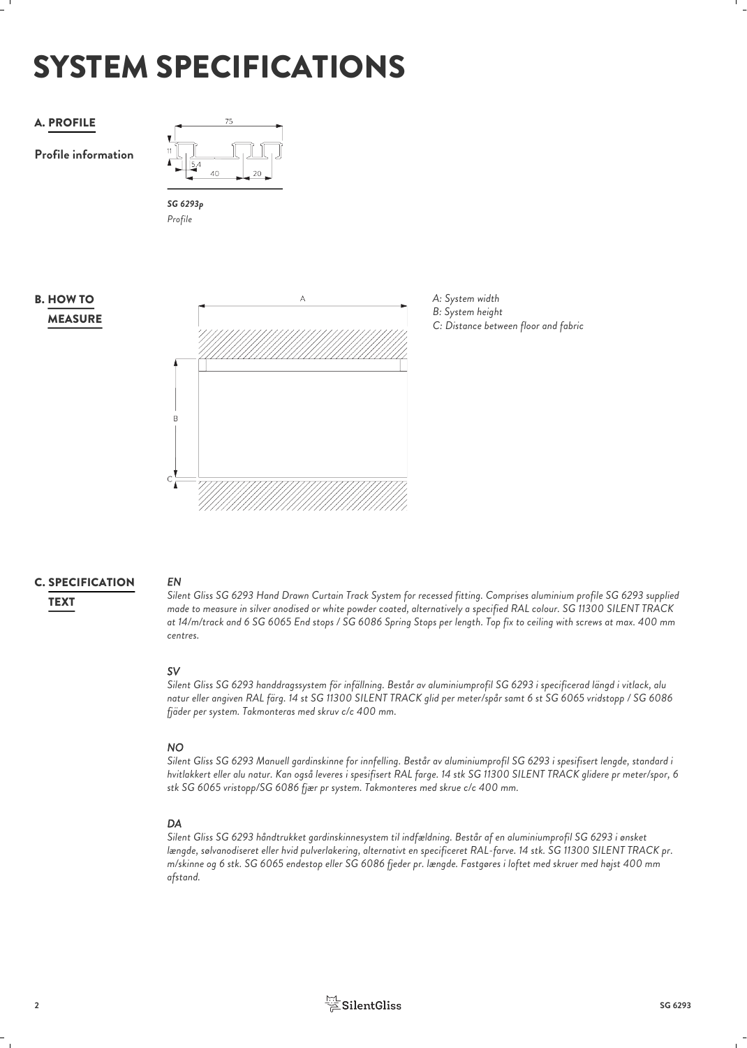# SYSTEM SPECIFICATIONS

## A. PROFILE

**Profile information**

75

11

5.4

40

20

***SG 6293p***
*Profile*

## B. HOW TO MEASURE

A

B

C

*A: System width*
*B: System height*
*C: Distance between floor and fabric*

## C. SPECIFICATION TEXT

***EN***

*Silent Gliss SG 6293 Hand Drawn Curtain Track System for recessed fitting. Comprises aluminium profile SG 6293 supplied made to measure in silver anodised or white powder coated, alternatively a specified RAL colour. SG 11300 SILENT TRACK at 14/m/track and 6 SG 6065 End stops / SG 6086 Spring Stops per length. Top fix to ceiling with screws at max. 400 mm centres.*

***SV***

*Silent Gliss SG 6293 handdragssystem för infällning. Består av aluminiumprofil SG 6293 i specificerad längd i vitlack, alu natur eller angiven RAL färg. 14 st SG 11300 SILENT TRACK glid per meter/spår samt 6 st SG 6065 vridstopp / SG 6086 fjäder per system. Takmonteras med skruv c/c 400 mm.*

***NO***

*Silent Gliss SG 6293 Manuell gardinskinne for innfelling. Består av aluminiumprofil SG 6293 i spesifisert lengde, standard i hvitlakkert eller alu natur. Kan også leveres i spesifisert RAL farge. 14 stk SG 11300 SILENT TRACK glidere pr meter/spor, 6 stk SG 6065 vristopp/SG 6086 fjær pr system. Takmonteres med skrue c/c 400 mm.*

***DA***

*Silent Gliss SG 6293 håndtrukket gardinskinnesystem til indfældning. Består af en aluminiumprofil SG 6293 i ønsket længde, sølvanodiseret eller hvid pulverlakering, alternativt en specificeret RAL-farve. 14 stk. SG 11300 SILENT TRACK pr. m/skinne og 6 stk. SG 6065 endestop eller SG 6086 fjeder pr. længde. Fastgøres i loftet med skruer med højst 400 mm afstand.*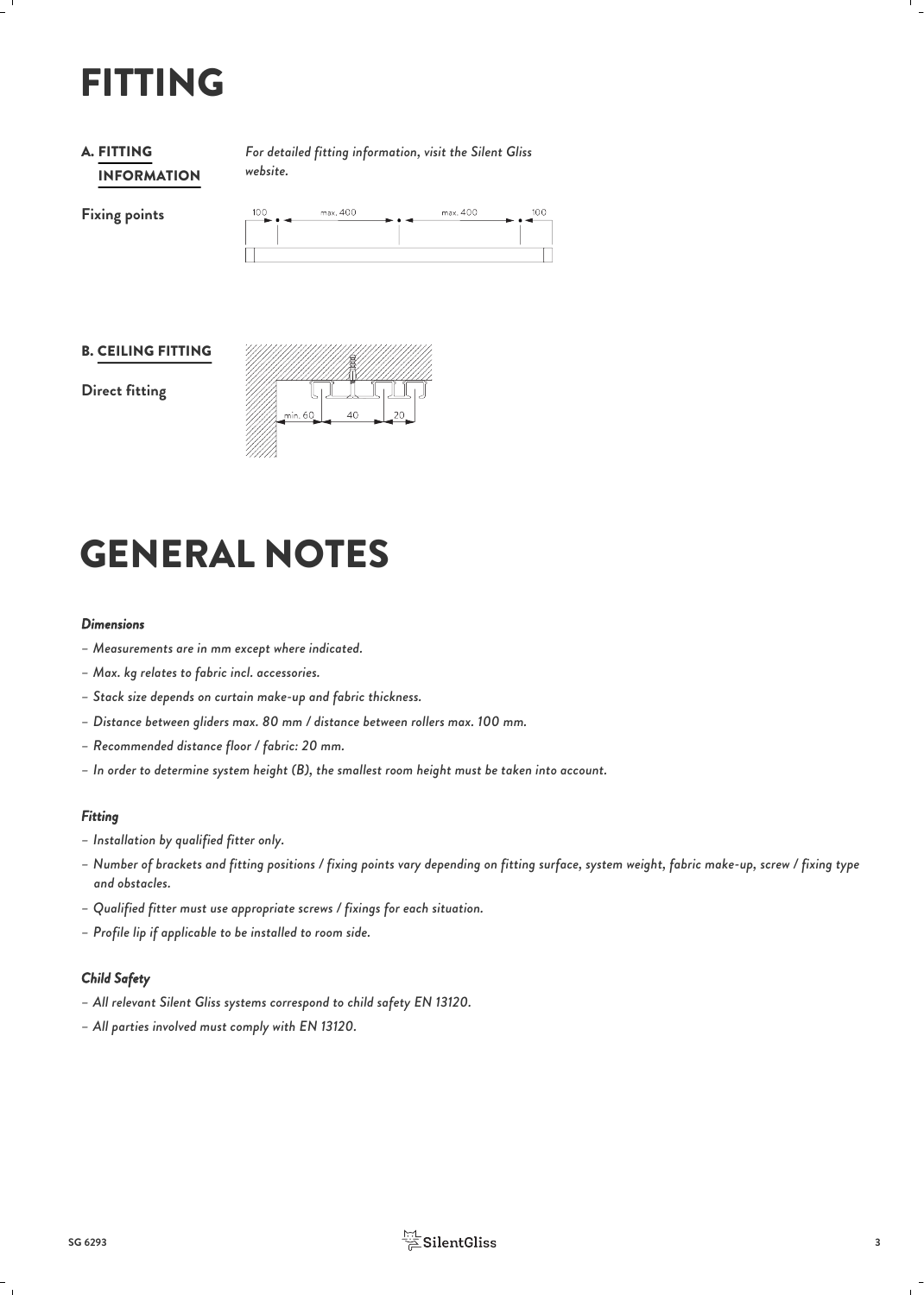# FITTING

## A. FITTING INFORMATION

*For detailed fitting information, visit the Silent Gliss website.*

**Fixing points**

100 max. 400 max. 400 100

## B. CEILING FITTING

**Direct fitting**

min. 60 40 20

# GENERAL NOTES

***Dimensions***

- *Measurements are in mm except where indicated.*
- *Max. kg relates to fabric incl. accessories.*
- *Stack size depends on curtain make-up and fabric thickness.*
- *Distance between gliders max. 80 mm / distance between rollers max. 100 mm.*
- *Recommended distance floor / fabric: 20 mm.*
- *In order to determine system height (B), the smallest room height must be taken into account.*

***Fitting***

- *Installation by qualified fitter only.*
- *Number of brackets and fitting positions / fixing points vary depending on fitting surface, system weight, fabric make-up, screw / fixing type and obstacles.*
- *Qualified fitter must use appropriate screws / fixings for each situation.*
- *Profile lip if applicable to be installed to room side.*

***Child Safety***

- *All relevant Silent Gliss systems correspond to child safety EN 13120.*
- *All parties involved must comply with EN 13120.*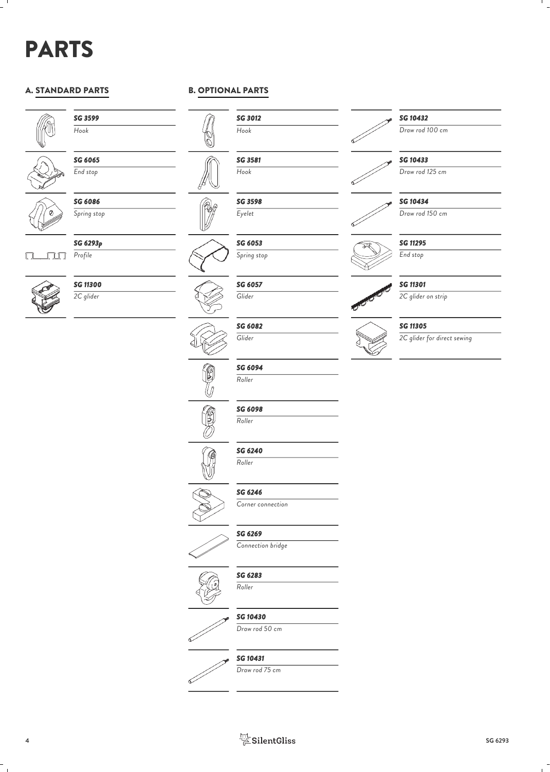# PARTS

## A. STANDARD PARTS

***SG 3599***
*Hook*

***SG 6065***
*End stop*

***SG 6086***
*Spring stop*

***SG 6293p***
*Profile*

***SG 11300***
*2C glider*

## B. OPTIONAL PARTS

***SG 3012***
*Hook*

***SG 3581***
*Hook*

***SG 3598***
*Eyelet*

***SG 6053***
*Spring stop*

***SG 6057***
*Glider*

***SG 6082***
*Glider*

***SG 6094***
*Roller*

***SG 6098***
*Roller*

***SG 6240***
*Roller*

***SG 6246***
*Corner connection*

***SG 6269***
*Connection bridge*

***SG 6283***
*Roller*

***SG 10430***
*Draw rod 50 cm*

***SG 10431***
*Draw rod 75 cm*

***SG 10432***
*Draw rod 100 cm*

***SG 10433***
*Draw rod 125 cm*

***SG 10434***
*Draw rod 150 cm*

***SG 11295***
*End stop*

***SG 11301***
*2C glider on strip*

***SG 11305***
*2C glider for direct sewing*